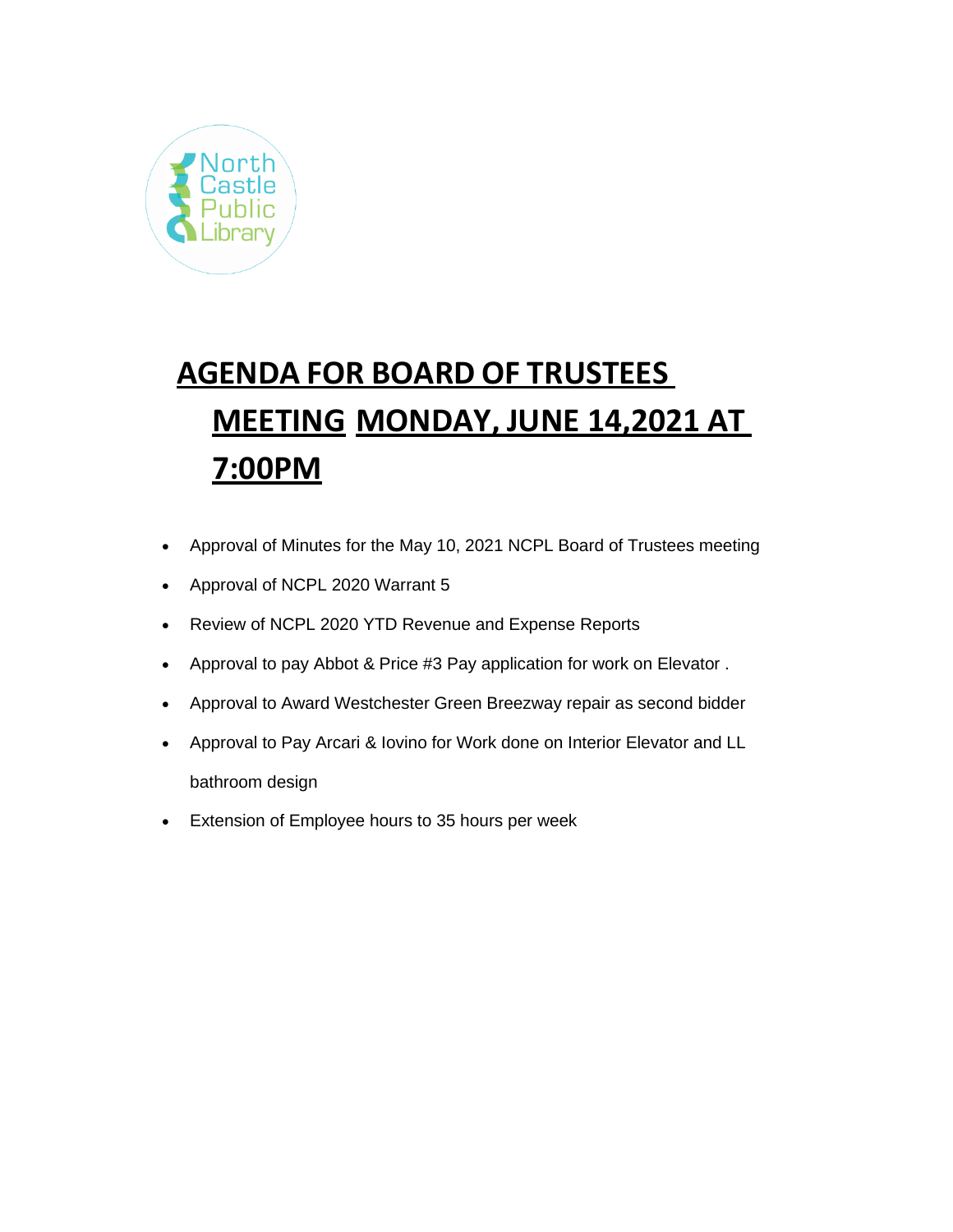North Castle Public Library

# AGENDA FOR BOARD OF TRUSTEES MEETING MONDAY, JUNE 14,2021 AT 7:00PM

- Approval of Minutes for the May 10, 2021 NCPL Board of Trustees meeting
- Approval of NCPL 2020 Warrant 5
- Review of NCPL 2020 YTD Revenue and Expense Reports
- Approval to pay Abbot & Price #3 Pay application for work on Elevator .
- Approval to Award Westchester Green Breezway repair as second bidder
- Approval to Pay Arcari & Iovino for Work done on Interior Elevator and LL bathroom design
- Extension of Employee hours to 35 hours per week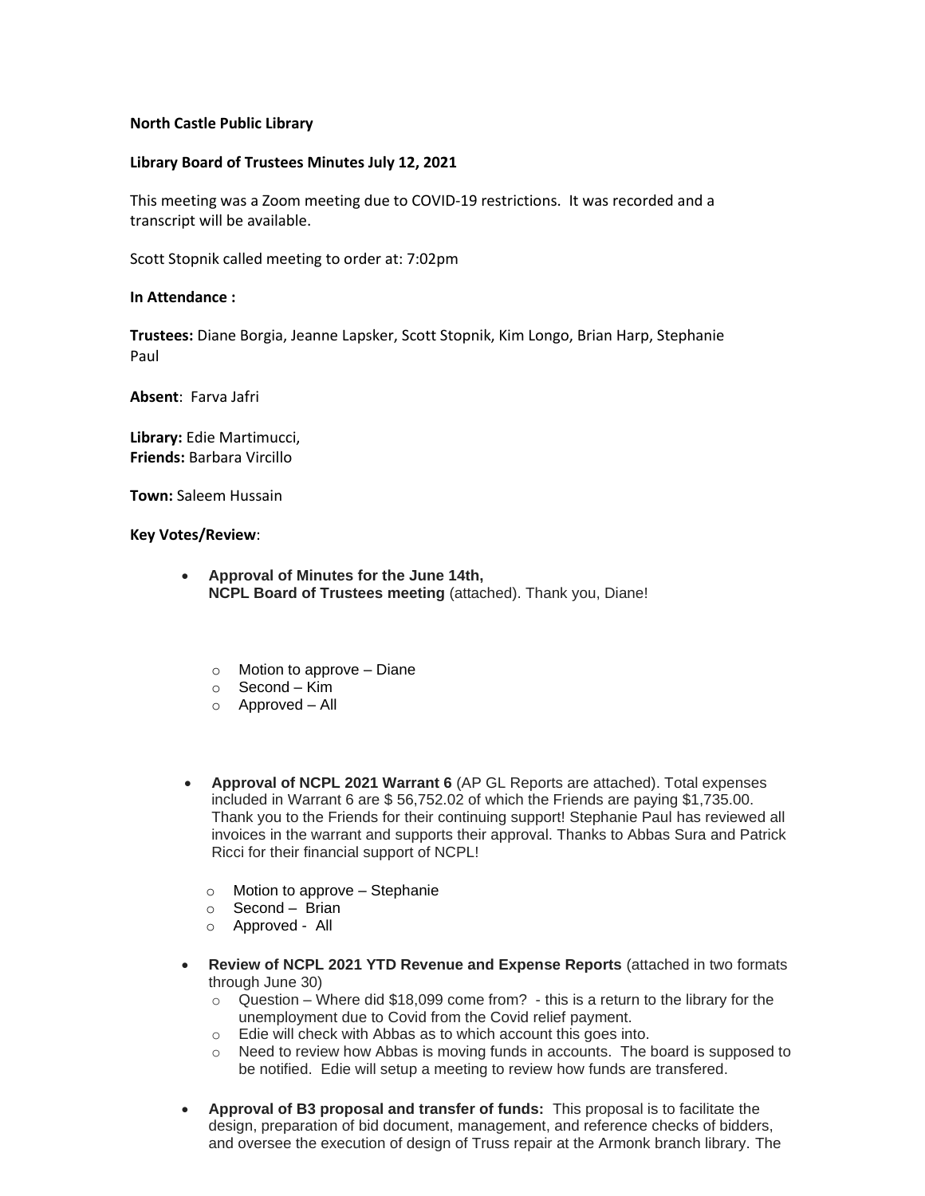**North Castle Public Library**

**Library Board of Trustees Minutes July 12, 2021**

This meeting was a Zoom meeting due to COVID-19 restrictions. It was recorded and a transcript will be available.

Scott Stopnik called meeting to order at: 7:02pm

**In Attendance :**

**Trustees:** Diane Borgia, Jeanne Lapsker, Scott Stopnik, Kim Longo, Brian Harp, Stephanie Paul

**Absent**: Farva Jafri

**Library:** Edie Martimucci,
**Friends:** Barbara Vircillo

**Town:** Saleem Hussain

**Key Votes/Review**:

- **Approval of Minutes for the June 14th, NCPL Board of Trustees meeting** (attached). Thank you, Diane!
  - Motion to approve – Diane
  - Second – Kim
  - Approved – All

- **Approval of NCPL 2021 Warrant 6** (AP GL Reports are attached). Total expenses included in Warrant 6 are $ 56,752.02 of which the Friends are paying $1,735.00. Thank you to the Friends for their continuing support! Stephanie Paul has reviewed all invoices in the warrant and supports their approval. Thanks to Abbas Sura and Patrick Ricci for their financial support of NCPL!
  - Motion to approve – Stephanie
  - Second – Brian
  - Approved - All

- **Review of NCPL 2021 YTD Revenue and Expense Reports** (attached in two formats through June 30)
  - Question – Where did $18,099 come from? - this is a return to the library for the unemployment due to Covid from the Covid relief payment.
  - Edie will check with Abbas as to which account this goes into.
  - Need to review how Abbas is moving funds in accounts. The board is supposed to be notified. Edie will setup a meeting to review how funds are transfered.

- **Approval of B3 proposal and transfer of funds:** This proposal is to facilitate the design, preparation of bid document, management, and reference checks of bidders, and oversee the execution of design of Truss repair at the Armonk branch library. The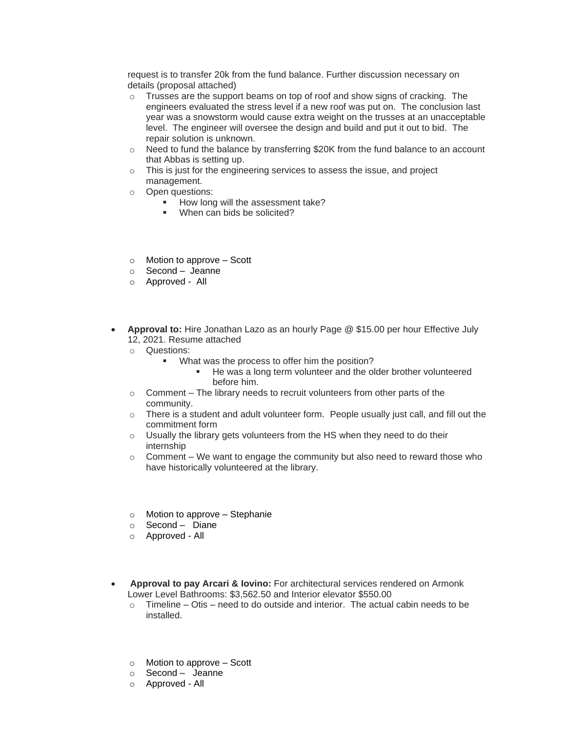request is to transfer 20k from the fund balance. Further discussion necessary on details (proposal attached)

- Trusses are the support beams on top of roof and show signs of cracking. The engineers evaluated the stress level if a new roof was put on. The conclusion last year was a snowstorm would cause extra weight on the trusses at an unacceptable level. The engineer will oversee the design and build and put it out to bid. The repair solution is unknown.
- Need to fund the balance by transferring $20K from the fund balance to an account that Abbas is setting up.
- This is just for the engineering services to assess the issue, and project management.
- Open questions:
  - How long will the assessment take?
  - When can bids be solicited?

- Motion to approve – Scott
- Second – Jeanne
- Approved - All

- **Approval to:** Hire Jonathan Lazo as an hourly Page @ $15.00 per hour Effective July 12, 2021. Resume attached
  - Questions:
    - What was the process to offer him the position?
      - He was a long term volunteer and the older brother volunteered before him.
  - Comment – The library needs to recruit volunteers from other parts of the community.
  - There is a student and adult volunteer form. People usually just call, and fill out the commitment form
  - Usually the library gets volunteers from the HS when they need to do their internship
  - Comment – We want to engage the community but also need to reward those who have historically volunteered at the library.

  - Motion to approve – Stephanie
  - Second – Diane
  - Approved - All

- **Approval to pay Arcari & Iovino:** For architectural services rendered on Armonk Lower Level Bathrooms: $3,562.50 and Interior elevator $550.00
  - Timeline – Otis – need to do outside and interior. The actual cabin needs to be installed.

  - Motion to approve – Scott
  - Second – Jeanne
  - Approved - All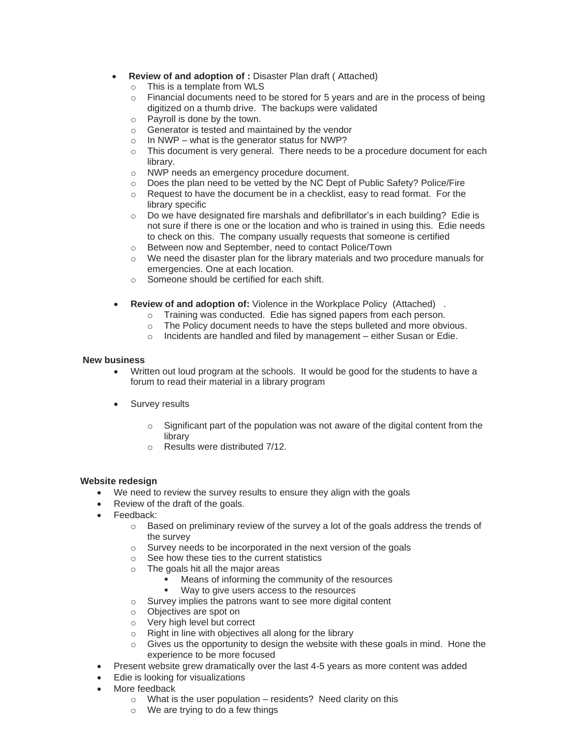- **Review of and adoption of :** Disaster Plan draft ( Attached)
  - This is a template from WLS
  - Financial documents need to be stored for 5 years and are in the process of being digitized on a thumb drive. The backups were validated
  - Payroll is done by the town.
  - Generator is tested and maintained by the vendor
  - In NWP – what is the generator status for NWP?
  - This document is very general. There needs to be a procedure document for each library.
  - NWP needs an emergency procedure document.
  - Does the plan need to be vetted by the NC Dept of Public Safety? Police/Fire
  - Request to have the document be in a checklist, easy to read format. For the library specific
  - Do we have designated fire marshals and defibrillator's in each building? Edie is not sure if there is one or the location and who is trained in using this. Edie needs to check on this. The company usually requests that someone is certified
  - Between now and September, need to contact Police/Town
  - We need the disaster plan for the library materials and two procedure manuals for emergencies. One at each location.
  - Someone should be certified for each shift.

- **Review of and adoption of:** Violence in the Workplace Policy (Attached) .
  - Training was conducted. Edie has signed papers from each person.
  - The Policy document needs to have the steps bulleted and more obvious.
  - Incidents are handled and filed by management – either Susan or Edie.

**New business**

- Written out loud program at the schools. It would be good for the students to have a forum to read their material in a library program

- Survey results
  - Significant part of the population was not aware of the digital content from the library
  - Results were distributed 7/12.

**Website redesign**

- We need to review the survey results to ensure they align with the goals
- Review of the draft of the goals.
- Feedback:
  - Based on preliminary review of the survey a lot of the goals address the trends of the survey
  - Survey needs to be incorporated in the next version of the goals
  - See how these ties to the current statistics
  - The goals hit all the major areas
    - Means of informing the community of the resources
    - Way to give users access to the resources
  - Survey implies the patrons want to see more digital content
  - Objectives are spot on
  - Very high level but correct
  - Right in line with objectives all along for the library
  - Gives us the opportunity to design the website with these goals in mind. Hone the experience to be more focused
- Present website grew dramatically over the last 4-5 years as more content was added
- Edie is looking for visualizations
- More feedback
  - What is the user population – residents? Need clarity on this
  - We are trying to do a few things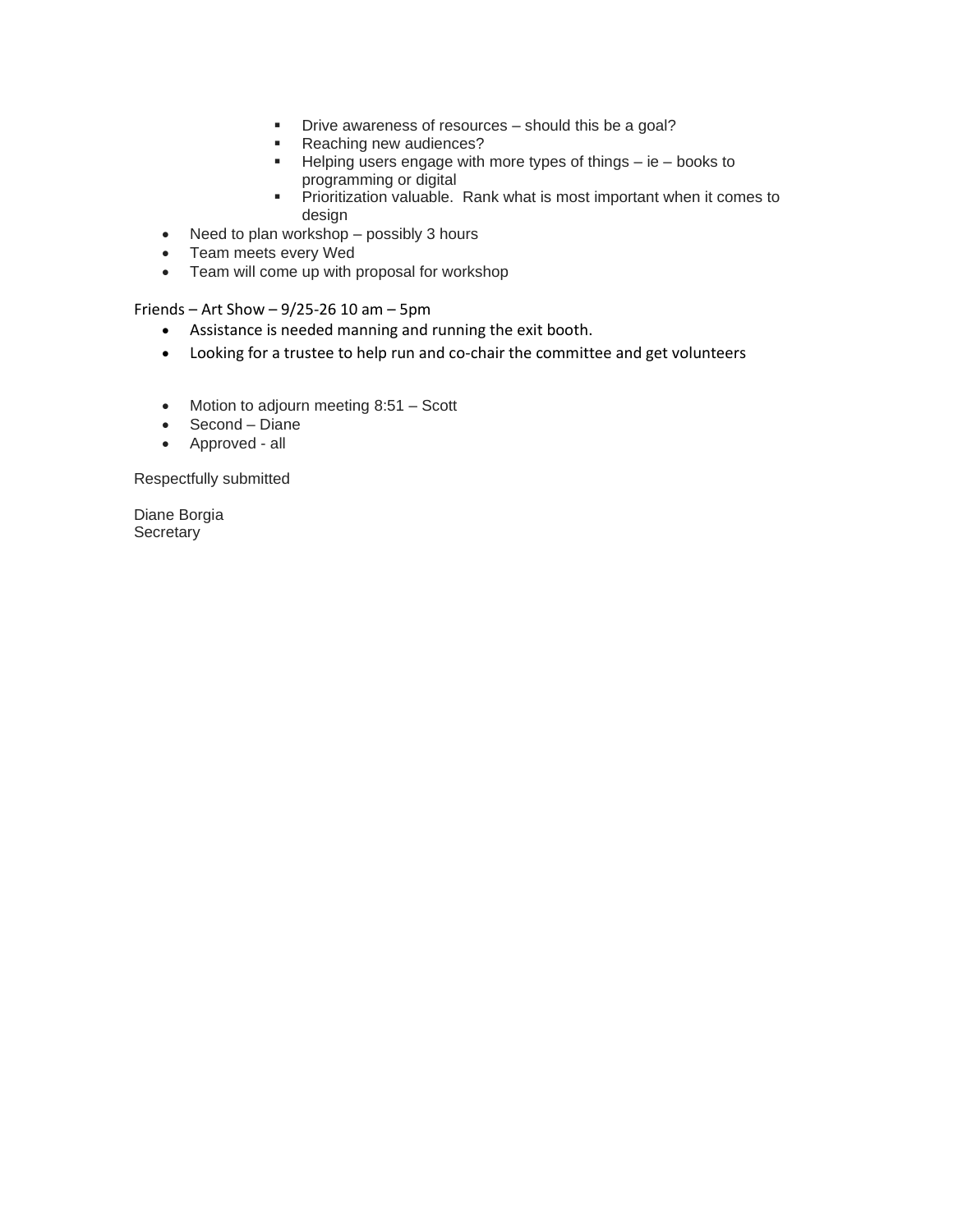- Drive awareness of resources – should this be a goal?
  - Reaching new audiences?
  - Helping users engage with more types of things – ie – books to programming or digital
  - Prioritization valuable. Rank what is most important when it comes to design
- Need to plan workshop – possibly 3 hours
- Team meets every Wed
- Team will come up with proposal for workshop

Friends – Art Show – 9/25-26 10 am – 5pm

- Assistance is needed manning and running the exit booth.
- Looking for a trustee to help run and co-chair the committee and get volunteers

- Motion to adjourn meeting 8:51 – Scott
- Second – Diane
- Approved - all

Respectfully submitted

Diane Borgia
Secretary